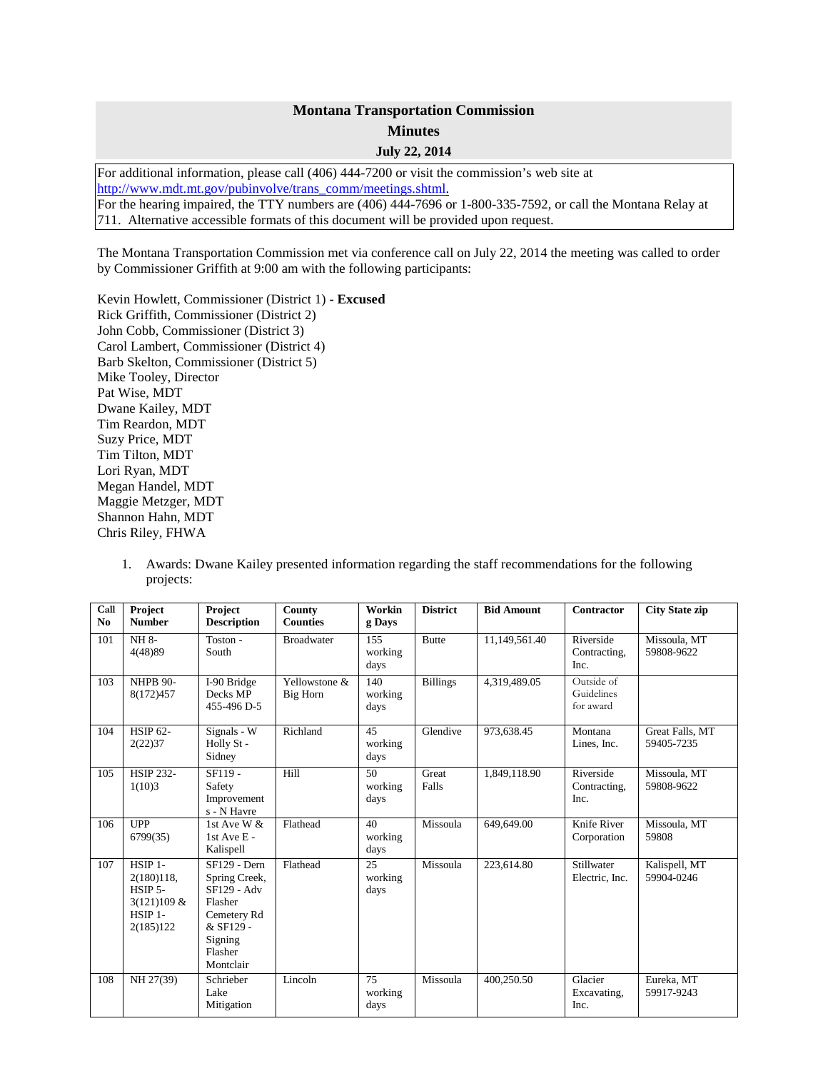# Montana Transportation Commission

## Minutes

### July 22, 2014

For additional information, please call (406) 444-7200 or visit the commission's web site at http://www.mdt.mt.gov/pubinvolve/trans_comm/meetings.shtml.
For the hearing impaired, the TTY numbers are (406) 444-7696 or 1-800-335-7592, or call the Montana Relay at 711. Alternative accessible formats of this document will be provided upon request.

The Montana Transportation Commission met via conference call on July 22, 2014 the meeting was called to order by Commissioner Griffith at 9:00 am with the following participants:

Kevin Howlett, Commissioner (District 1) - **Excused**
Rick Griffith, Commissioner (District 2)
John Cobb, Commissioner (District 3)
Carol Lambert, Commissioner (District 4)
Barb Skelton, Commissioner (District 5)
Mike Tooley, Director
Pat Wise, MDT
Dwane Kailey, MDT
Tim Reardon, MDT
Suzy Price, MDT
Tim Tilton, MDT
Lori Ryan, MDT
Megan Handel, MDT
Maggie Metzger, MDT
Shannon Hahn, MDT
Chris Riley, FHWA

1. Awards: Dwane Kailey presented information regarding the staff recommendations for the following projects:

| Call No | Project Number | Project Description | County Counties | Working Days | District | Bid Amount | Contractor | City State zip |
|---|---|---|---|---|---|---|---|---|
| 101 | NH 8-4(48)89 | Toston - South | Broadwater | 155 working days | Butte | 11,149,561.40 | Riverside Contracting, Inc. | Missoula, MT 59808-9622 |
| 103 | NHPB 90-8(172)457 | I-90 Bridge Decks MP 455-496 D-5 | Yellowstone & Big Horn | 140 working days | Billings | 4,319,489.05 | Outside of Guidelines for award | |
| 104 | HSIP 62-2(22)37 | Signals - W Holly St - Sidney | Richland | 45 working days | Glendive | 973,638.45 | Montana Lines, Inc. | Great Falls, MT 59405-7235 |
| 105 | HSIP 232-1(10)3 | SF119 - Safety Improvements - N Havre | Hill | 50 working days | Great Falls | 1,849,118.90 | Riverside Contracting, Inc. | Missoula, MT 59808-9622 |
| 106 | UPP 6799(35) | 1st Ave W & 1st Ave E - Kalispell | Flathead | 40 working days | Missoula | 649,649.00 | Knife River Corporation | Missoula, MT 59808 |
| 107 | HSIP 1-2(180)118, HSIP 5-3(121)109 & HSIP 1-2(185)122 | SF129 - Dern Spring Creek, SF129 - Adv Flasher Cemetery Rd & SF129 - Signing Flasher Montclair | Flathead | 25 working days | Missoula | 223,614.80 | Stillwater Electric, Inc. | Kalispell, MT 59904-0246 |
| 108 | NH 27(39) | Schrieber Lake Mitigation | Lincoln | 75 working days | Missoula | 400,250.50 | Glacier Excavating, Inc. | Eureka, MT 59917-9243 |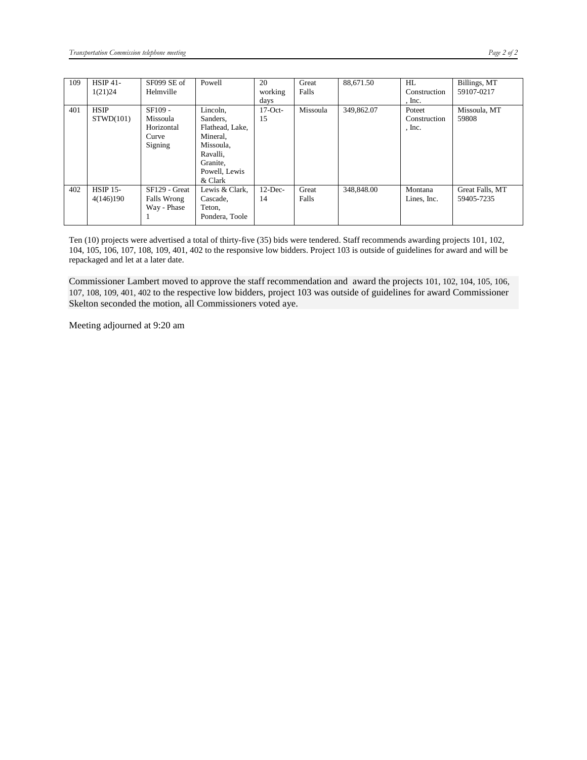| | | | | | | | | |
|---|---|---|---|---|---|---|---|---|
| 109 | HSIP 41-1(21)24 | SF099 SE of Helmville | Powell | 20 working days | Great Falls | 88,671.50 | HL Construction, Inc. | Billings, MT 59107-0217 |
| 401 | HSIP STWD(101) | SF109 - Missoula Horizontal Curve Signing | Lincoln, Sanders, Flathead, Lake, Mineral, Missoula, Ravalli, Granite, Powell, Lewis & Clark | 17-Oct-15 | Missoula | 349,862.07 | Poteet Construction, Inc. | Missoula, MT 59808 |
| 402 | HSIP 15-4(146)190 | SF129 - Great Falls Wrong Way - Phase 1 | Lewis & Clark, Cascade, Teton, Pondera, Toole | 12-Dec-14 | Great Falls | 348,848.00 | Montana Lines, Inc. | Great Falls, MT 59405-7235 |

Ten (10) projects were advertised a total of thirty-five (35) bids were tendered. Staff recommends awarding projects 101, 102, 104, 105, 106, 107, 108, 109, 401, 402 to the responsive low bidders. Project 103 is outside of guidelines for award and will be repackaged and let at a later date.

Commissioner Lambert moved to approve the staff recommendation and award the projects 101, 102, 104, 105, 106, 107, 108, 109, 401, 402 to the respective low bidders, project 103 was outside of guidelines for award Commissioner Skelton seconded the motion, all Commissioners voted aye.

Meeting adjourned at 9:20 am